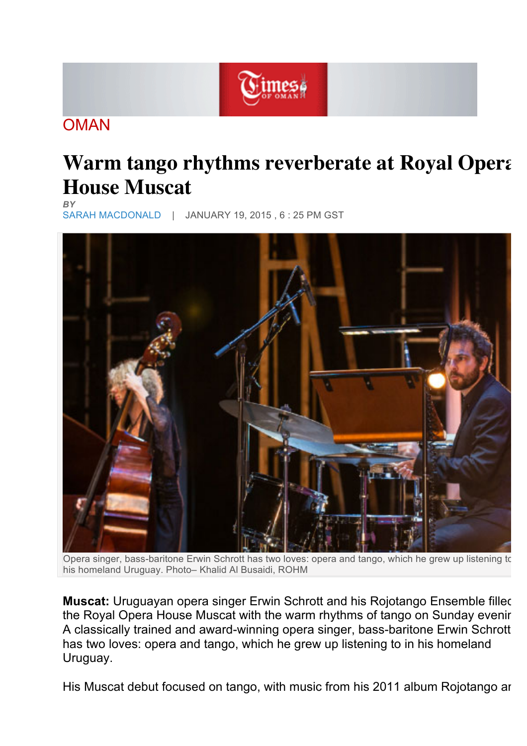OMAN

# Warm tango rhythms reverberate at Royal Opera House Muscat

*BY*
SARAH MACDONALD | JANUARY 19, 2015 , 6 : 25 PM GST

Opera singer, bass-baritone Erwin Schrott has two loves: opera and tango, which he grew up listening to in his homeland Uruguay. Photo– Khalid Al Busaidi, ROHM

**Muscat:** Uruguayan opera singer Erwin Schrott and his Rojotango Ensemble filled the Royal Opera House Muscat with the warm rhythms of tango on Sunday evening. A classically trained and award-winning opera singer, bass-baritone Erwin Schrott has two loves: opera and tango, which he grew up listening to in his homeland Uruguay.

His Muscat debut focused on tango, with music from his 2011 album Rojotango ar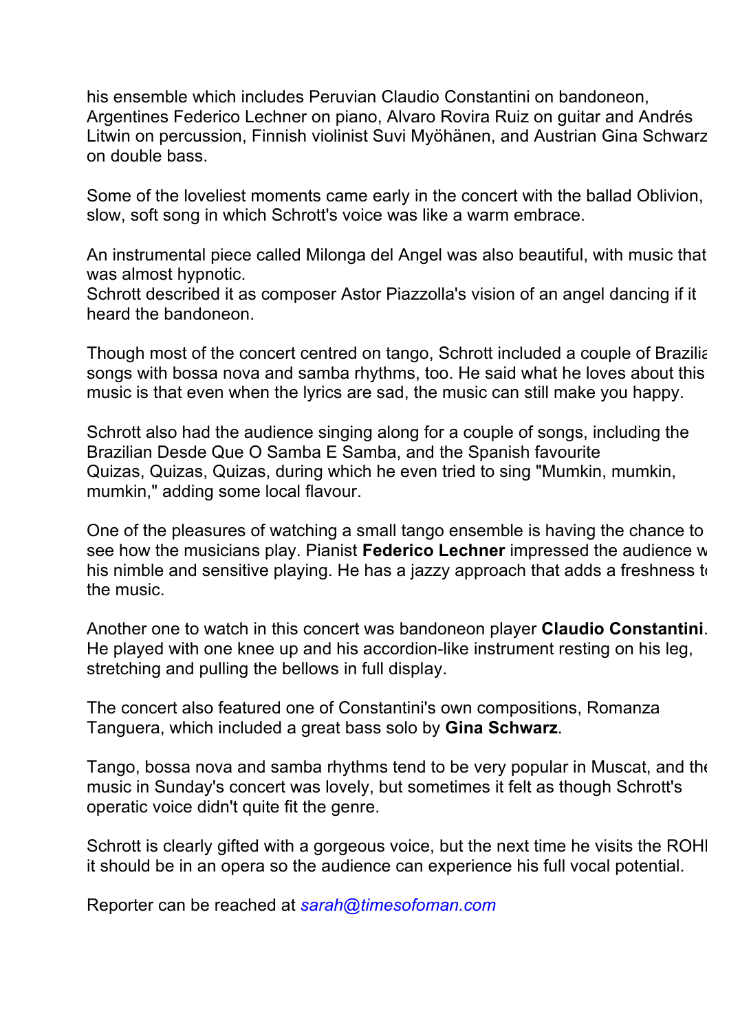his ensemble which includes Peruvian Claudio Constantini on bandoneon, Argentines Federico Lechner on piano, Alvaro Rovira Ruiz on guitar and Andrés Litwin on percussion, Finnish violinist Suvi Myöhänen, and Austrian Gina Schwarz on double bass.

Some of the loveliest moments came early in the concert with the ballad Oblivion, slow, soft song in which Schrott's voice was like a warm embrace.

An instrumental piece called Milonga del Angel was also beautiful, with music that was almost hypnotic.
Schrott described it as composer Astor Piazzolla's vision of an angel dancing if it heard the bandoneon.

Though most of the concert centred on tango, Schrott included a couple of Brazilia songs with bossa nova and samba rhythms, too. He said what he loves about this music is that even when the lyrics are sad, the music can still make you happy.

Schrott also had the audience singing along for a couple of songs, including the Brazilian Desde Que O Samba E Samba, and the Spanish favourite Quizas, Quizas, Quizas, during which he even tried to sing "Mumkin, mumkin, mumkin," adding some local flavour.

One of the pleasures of watching a small tango ensemble is having the chance to see how the musicians play. Pianist **Federico Lechner** impressed the audience w his nimble and sensitive playing. He has a jazzy approach that adds a freshness t the music.

Another one to watch in this concert was bandoneon player **Claudio Constantini**. He played with one knee up and his accordion-like instrument resting on his leg, stretching and pulling the bellows in full display.

The concert also featured one of Constantini's own compositions, Romanza Tanguera, which included a great bass solo by **Gina Schwarz**.

Tango, bossa nova and samba rhythms tend to be very popular in Muscat, and the music in Sunday's concert was lovely, but sometimes it felt as though Schrott's operatic voice didn't quite fit the genre.

Schrott is clearly gifted with a gorgeous voice, but the next time he visits the ROH it should be in an opera so the audience can experience his full vocal potential.

Reporter can be reached at *sarah@timesofoman.com*